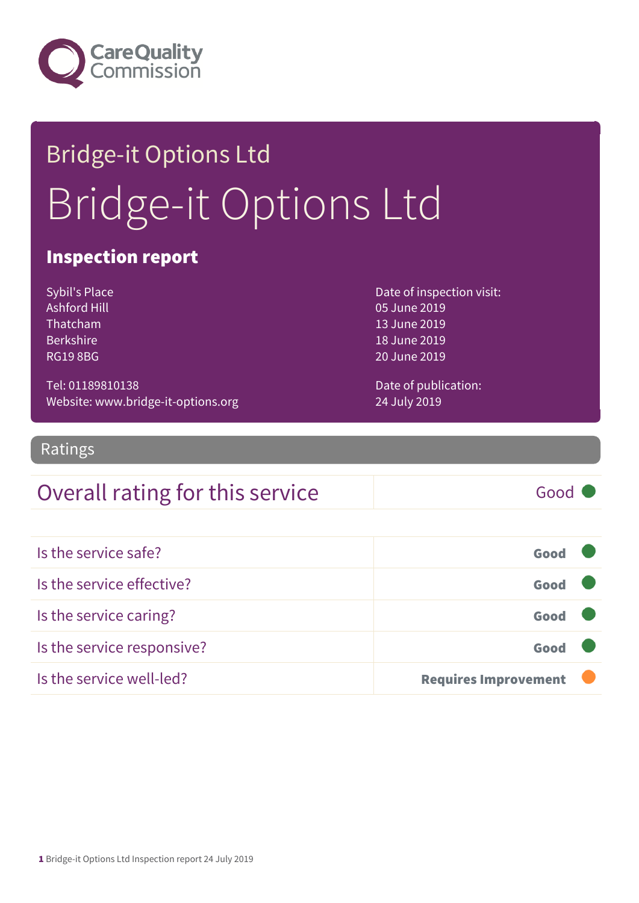Care Quality Commission

# Bridge-it Options Ltd

# Bridge-it Options Ltd

## Inspection report

Sybil's Place
Ashford Hill
Thatcham
Berkshire
RG19 8BG

Tel: 01189810138
Website: www.bridge-it-options.org

Date of inspection visit:
05 June 2019
13 June 2019
18 June 2019
20 June 2019

Date of publication:
24 July 2019

## Ratings

| Overall rating for this service | Good |
|---|---|

| | |
|---|---|
| Is the service safe? | Good |
| Is the service effective? | Good |
| Is the service caring? | Good |
| Is the service responsive? | Good |
| Is the service well-led? | Requires Improvement |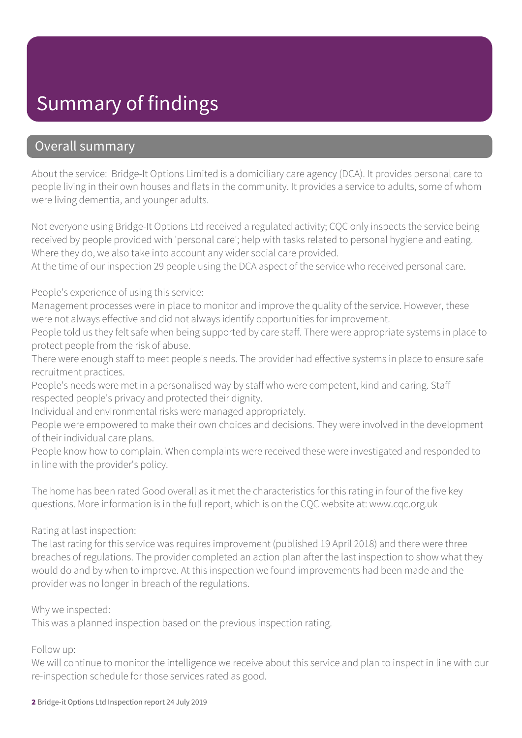# Summary of findings

## Overall summary

About the service: Bridge-It Options Limited is a domiciliary care agency (DCA). It provides personal care to people living in their own houses and flats in the community. It provides a service to adults, some of whom were living dementia, and younger adults.

Not everyone using Bridge-It Options Ltd received a regulated activity; CQC only inspects the service being received by people provided with 'personal care'; help with tasks related to personal hygiene and eating. Where they do, we also take into account any wider social care provided.
At the time of our inspection 29 people using the DCA aspect of the service who received personal care.

People's experience of using this service:
Management processes were in place to monitor and improve the quality of the service. However, these were not always effective and did not always identify opportunities for improvement.
People told us they felt safe when being supported by care staff. There were appropriate systems in place to protect people from the risk of abuse.
There were enough staff to meet people's needs. The provider had effective systems in place to ensure safe recruitment practices.
People's needs were met in a personalised way by staff who were competent, kind and caring. Staff respected people's privacy and protected their dignity.
Individual and environmental risks were managed appropriately.
People were empowered to make their own choices and decisions. They were involved in the development of their individual care plans.
People know how to complain. When complaints were received these were investigated and responded to in line with the provider's policy.

The home has been rated Good overall as it met the characteristics for this rating in four of the five key questions. More information is in the full report, which is on the CQC website at: www.cqc.org.uk

Rating at last inspection:
The last rating for this service was requires improvement (published 19 April 2018) and there were three breaches of regulations. The provider completed an action plan after the last inspection to show what they would do and by when to improve. At this inspection we found improvements had been made and the provider was no longer in breach of the regulations.

Why we inspected:
This was a planned inspection based on the previous inspection rating.

Follow up:
We will continue to monitor the intelligence we receive about this service and plan to inspect in line with our re-inspection schedule for those services rated as good.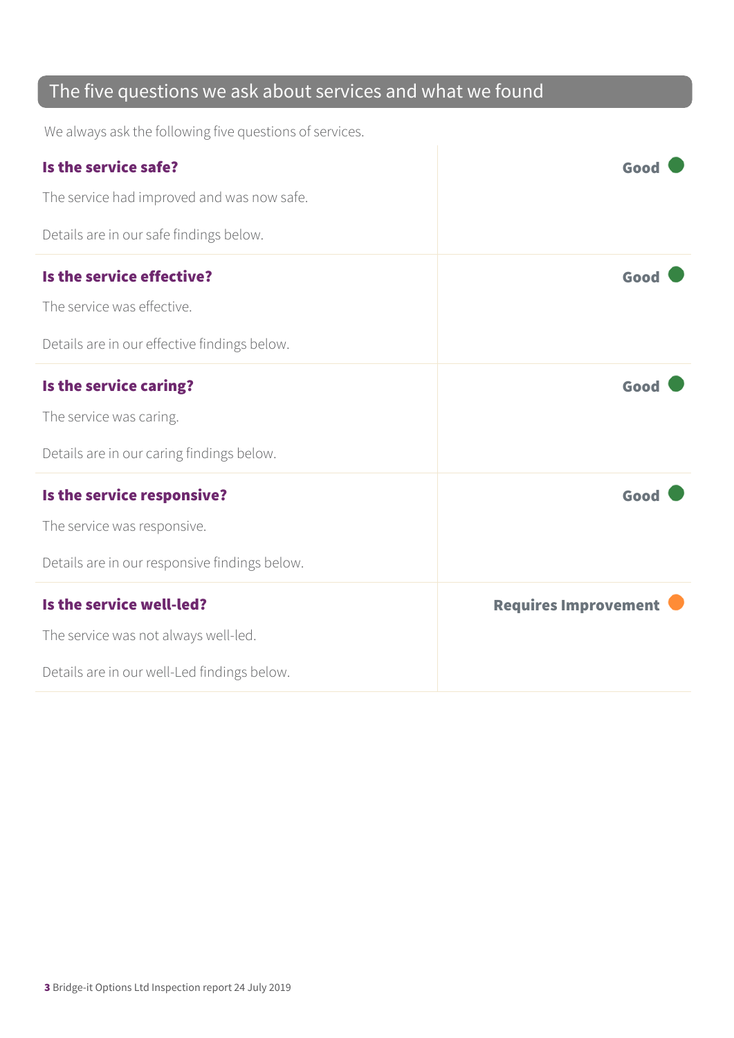## The five questions we ask about services and what we found

We always ask the following five questions of services.

### Is the service safe?

**Good**

The service had improved and was now safe.

Details are in our safe findings below.

### Is the service effective?

**Good**

The service was effective.

Details are in our effective findings below.

### Is the service caring?

**Good**

The service was caring.

Details are in our caring findings below.

### Is the service responsive?

**Good**

The service was responsive.

Details are in our responsive findings below.

### Is the service well-led?

**Requires Improvement**

The service was not always well-led.

Details are in our well-Led findings below.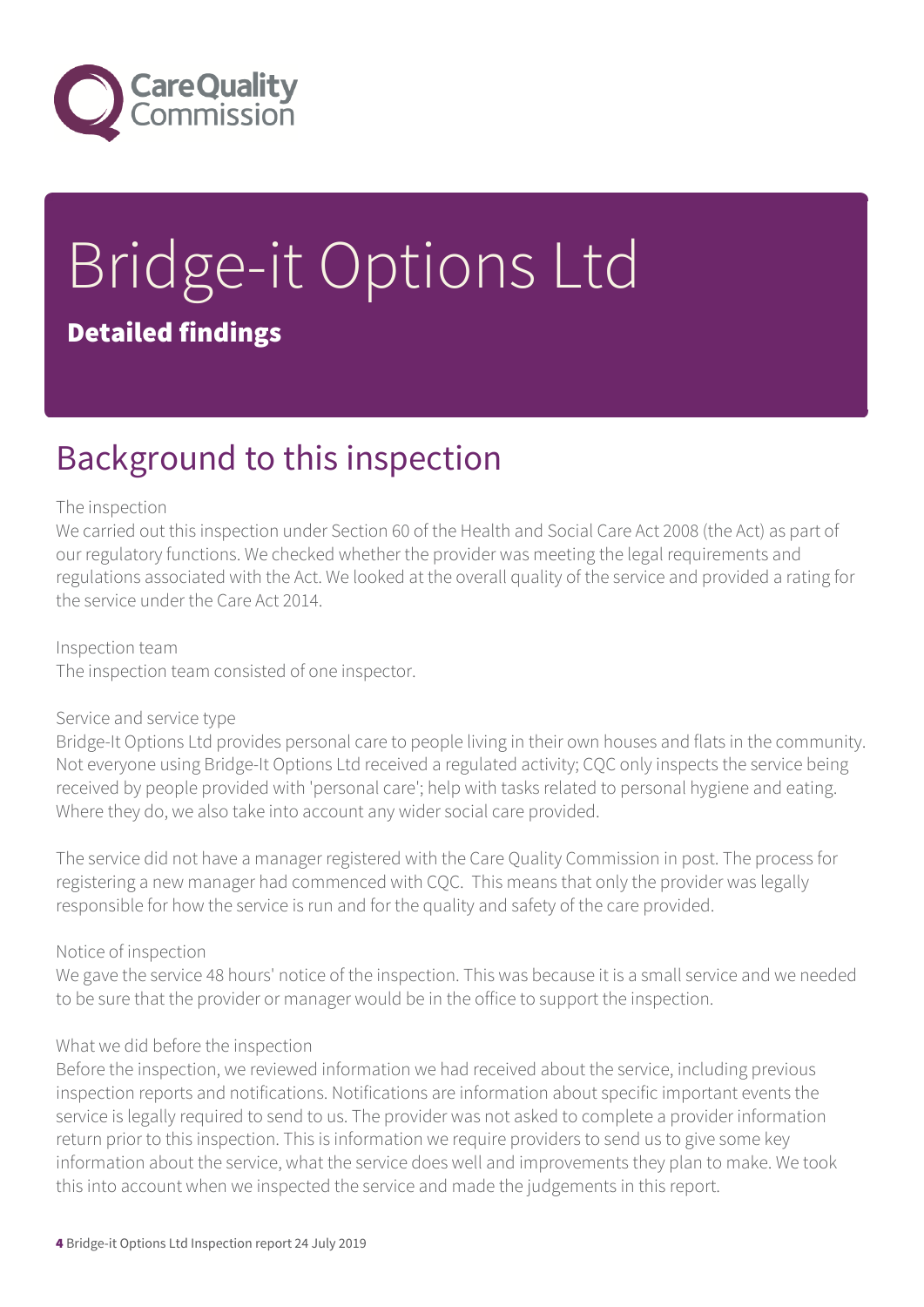# Bridge-it Options Ltd

## Detailed findings

## Background to this inspection

The inspection

We carried out this inspection under Section 60 of the Health and Social Care Act 2008 (the Act) as part of our regulatory functions. We checked whether the provider was meeting the legal requirements and regulations associated with the Act. We looked at the overall quality of the service and provided a rating for the service under the Care Act 2014.

Inspection team

The inspection team consisted of one inspector.

Service and service type

Bridge-It Options Ltd provides personal care to people living in their own houses and flats in the community. Not everyone using Bridge-It Options Ltd received a regulated activity; CQC only inspects the service being received by people provided with 'personal care'; help with tasks related to personal hygiene and eating. Where they do, we also take into account any wider social care provided.

The service did not have a manager registered with the Care Quality Commission in post. The process for registering a new manager had commenced with CQC. This means that only the provider was legally responsible for how the service is run and for the quality and safety of the care provided.

Notice of inspection

We gave the service 48 hours' notice of the inspection. This was because it is a small service and we needed to be sure that the provider or manager would be in the office to support the inspection.

What we did before the inspection

Before the inspection, we reviewed information we had received about the service, including previous inspection reports and notifications. Notifications are information about specific important events the service is legally required to send to us. The provider was not asked to complete a provider information return prior to this inspection. This is information we require providers to send us to give some key information about the service, what the service does well and improvements they plan to make. We took this into account when we inspected the service and made the judgements in this report.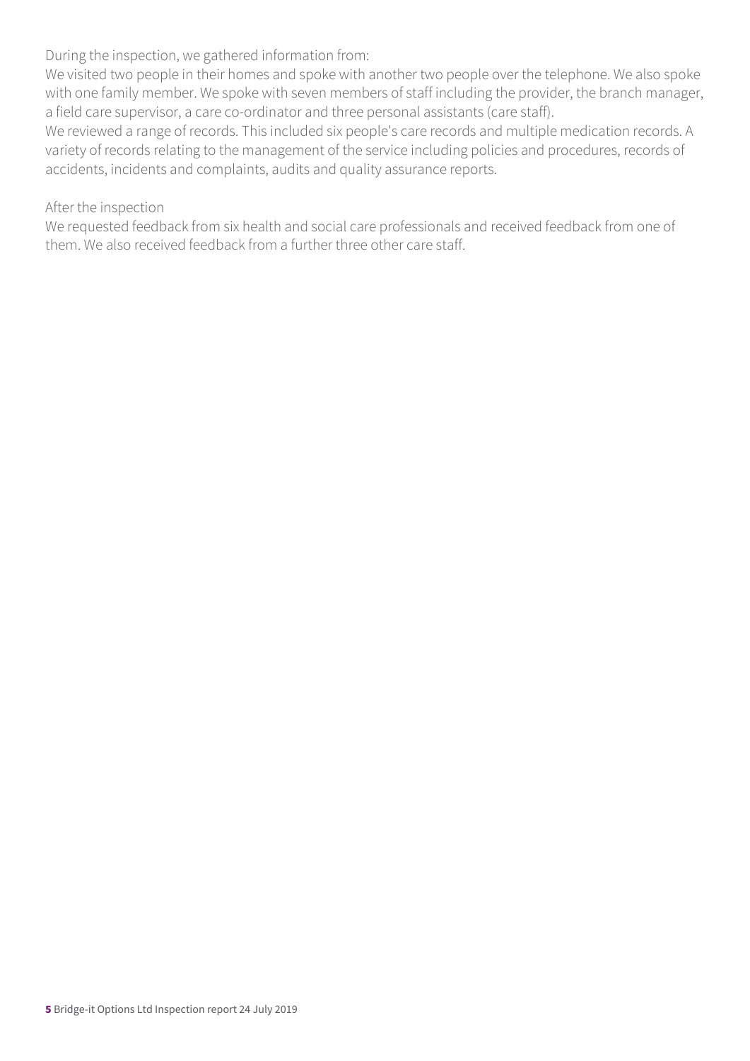During the inspection, we gathered information from:

We visited two people in their homes and spoke with another two people over the telephone. We also spoke with one family member. We spoke with seven members of staff including the provider, the branch manager, a field care supervisor, a care co-ordinator and three personal assistants (care staff).

We reviewed a range of records. This included six people's care records and multiple medication records. A variety of records relating to the management of the service including policies and procedures, records of accidents, incidents and complaints, audits and quality assurance reports.

After the inspection

We requested feedback from six health and social care professionals and received feedback from one of them. We also received feedback from a further three other care staff.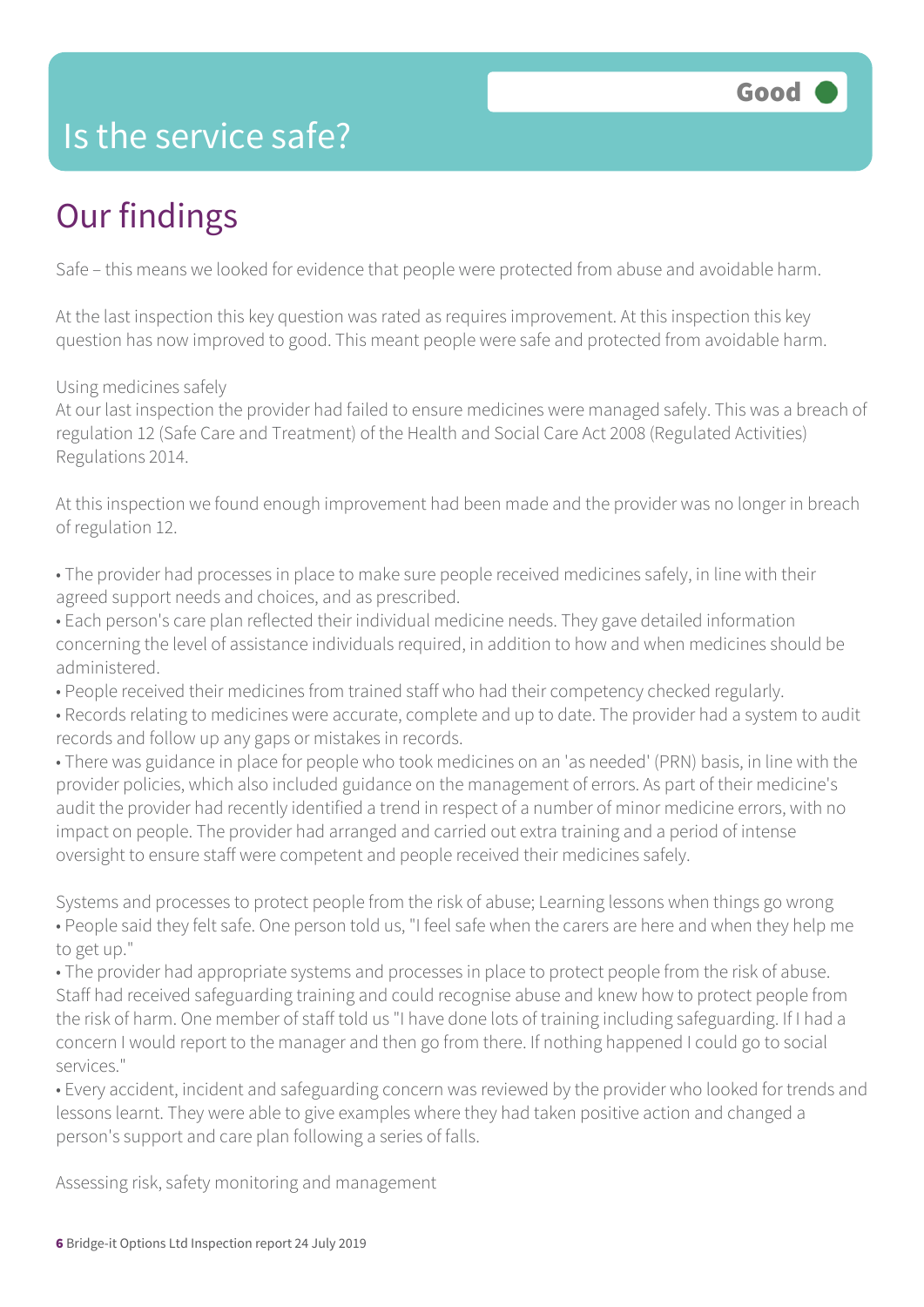# Is the service safe?

**Good**

## Our findings

Safe – this means we looked for evidence that people were protected from abuse and avoidable harm.

At the last inspection this key question was rated as requires improvement. At this inspection this key question has now improved to good. This meant people were safe and protected from avoidable harm.

Using medicines safely
At our last inspection the provider had failed to ensure medicines were managed safely. This was a breach of regulation 12 (Safe Care and Treatment) of the Health and Social Care Act 2008 (Regulated Activities) Regulations 2014.

At this inspection we found enough improvement had been made and the provider was no longer in breach of regulation 12.

- The provider had processes in place to make sure people received medicines safely, in line with their agreed support needs and choices, and as prescribed.
- Each person's care plan reflected their individual medicine needs. They gave detailed information concerning the level of assistance individuals required, in addition to how and when medicines should be administered.
- People received their medicines from trained staff who had their competency checked regularly.
- Records relating to medicines were accurate, complete and up to date. The provider had a system to audit records and follow up any gaps or mistakes in records.
- There was guidance in place for people who took medicines on an 'as needed' (PRN) basis, in line with the provider policies, which also included guidance on the management of errors. As part of their medicine's audit the provider had recently identified a trend in respect of a number of minor medicine errors, with no impact on people. The provider had arranged and carried out extra training and a period of intense oversight to ensure staff were competent and people received their medicines safely.

Systems and processes to protect people from the risk of abuse; Learning lessons when things go wrong
- People said they felt safe. One person told us, "I feel safe when the carers are here and when they help me to get up."
- The provider had appropriate systems and processes in place to protect people from the risk of abuse. Staff had received safeguarding training and could recognise abuse and knew how to protect people from the risk of harm. One member of staff told us "I have done lots of training including safeguarding. If I had a concern I would report to the manager and then go from there. If nothing happened I could go to social services."
- Every accident, incident and safeguarding concern was reviewed by the provider who looked for trends and lessons learnt. They were able to give examples where they had taken positive action and changed a person's support and care plan following a series of falls.

Assessing risk, safety monitoring and management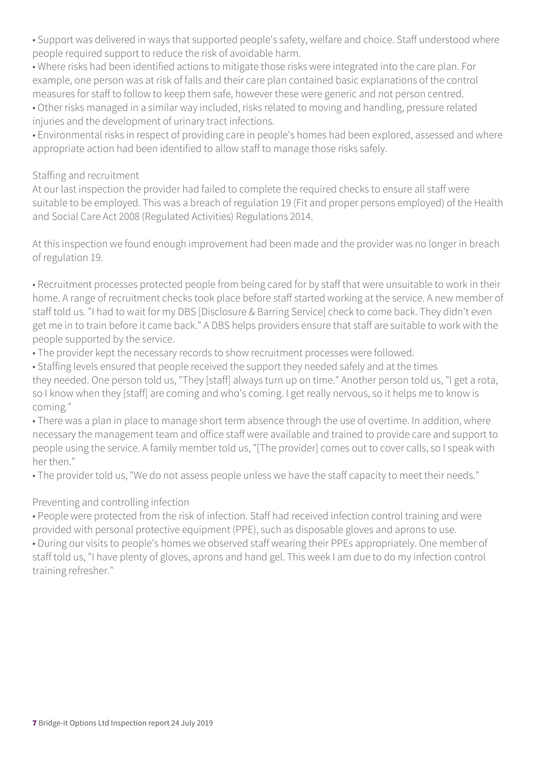- Support was delivered in ways that supported people's safety, welfare and choice. Staff understood where people required support to reduce the risk of avoidable harm.
- Where risks had been identified actions to mitigate those risks were integrated into the care plan. For example, one person was at risk of falls and their care plan contained basic explanations of the control measures for staff to follow to keep them safe, however these were generic and not person centred.
- Other risks managed in a similar way included, risks related to moving and handling, pressure related injuries and the development of urinary tract infections.
- Environmental risks in respect of providing care in people's homes had been explored, assessed and where appropriate action had been identified to allow staff to manage those risks safely.

Staffing and recruitment

At our last inspection the provider had failed to complete the required checks to ensure all staff were suitable to be employed. This was a breach of regulation 19 (Fit and proper persons employed) of the Health and Social Care Act 2008 (Regulated Activities) Regulations 2014.

At this inspection we found enough improvement had been made and the provider was no longer in breach of regulation 19.

- Recruitment processes protected people from being cared for by staff that were unsuitable to work in their home. A range of recruitment checks took place before staff started working at the service. A new member of staff told us. "I had to wait for my DBS [Disclosure & Barring Service] check to come back. They didn't even get me in to train before it came back." A DBS helps providers ensure that staff are suitable to work with the people supported by the service.
- The provider kept the necessary records to show recruitment processes were followed.
- Staffing levels ensured that people received the support they needed safely and at the times they needed. One person told us, "They [staff] always turn up on time." Another person told us, "I get a rota, so I know when they [staff] are coming and who's coming. I get really nervous, so it helps me to know is coming."
- There was a plan in place to manage short term absence through the use of overtime. In addition, where necessary the management team and office staff were available and trained to provide care and support to people using the service. A family member told us, "[The provider] comes out to cover calls, so I speak with her then."
- The provider told us, "We do not assess people unless we have the staff capacity to meet their needs."

Preventing and controlling infection

- People were protected from the risk of infection. Staff had received infection control training and were provided with personal protective equipment (PPE), such as disposable gloves and aprons to use.
- During our visits to people's homes we observed staff wearing their PPEs appropriately. One member of staff told us, "I have plenty of gloves, aprons and hand gel. This week I am due to do my infection control training refresher."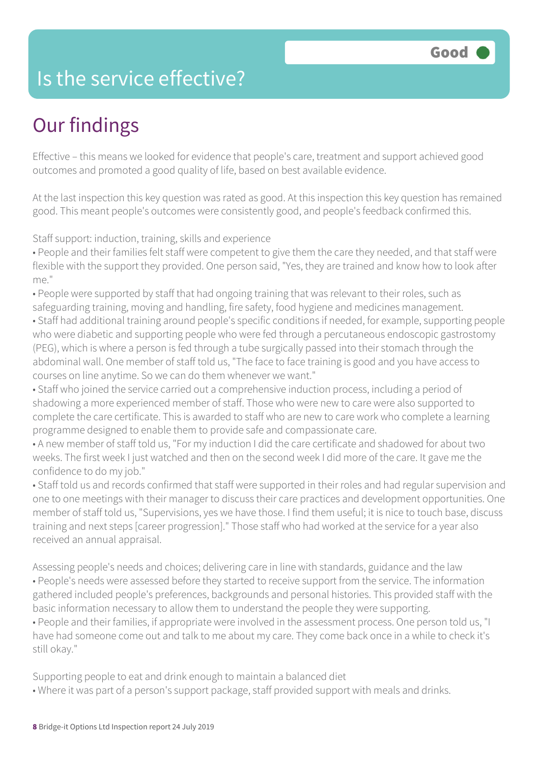# Is the service effective?

Good

## Our findings

Effective – this means we looked for evidence that people's care, treatment and support achieved good outcomes and promoted a good quality of life, based on best available evidence.

At the last inspection this key question was rated as good. At this inspection this key question has remained good. This meant people's outcomes were consistently good, and people's feedback confirmed this.

Staff support: induction, training, skills and experience

- People and their families felt staff were competent to give them the care they needed, and that staff were flexible with the support they provided. One person said, "Yes, they are trained and know how to look after me."
- People were supported by staff that had ongoing training that was relevant to their roles, such as safeguarding training, moving and handling, fire safety, food hygiene and medicines management.
- Staff had additional training around people's specific conditions if needed, for example, supporting people who were diabetic and supporting people who were fed through a percutaneous endoscopic gastrostomy (PEG), which is where a person is fed through a tube surgically passed into their stomach through the abdominal wall. One member of staff told us, "The face to face training is good and you have access to courses on line anytime. So we can do them whenever we want."
- Staff who joined the service carried out a comprehensive induction process, including a period of shadowing a more experienced member of staff. Those who were new to care were also supported to complete the care certificate. This is awarded to staff who are new to care work who complete a learning programme designed to enable them to provide safe and compassionate care.
- A new member of staff told us, "For my induction I did the care certificate and shadowed for about two weeks. The first week I just watched and then on the second week I did more of the care. It gave me the confidence to do my job."
- Staff told us and records confirmed that staff were supported in their roles and had regular supervision and one to one meetings with their manager to discuss their care practices and development opportunities. One member of staff told us, "Supervisions, yes we have those. I find them useful; it is nice to touch base, discuss training and next steps [career progression]." Those staff who had worked at the service for a year also received an annual appraisal.

Assessing people's needs and choices; delivering care in line with standards, guidance and the law

- People's needs were assessed before they started to receive support from the service. The information gathered included people's preferences, backgrounds and personal histories. This provided staff with the basic information necessary to allow them to understand the people they were supporting.
- People and their families, if appropriate were involved in the assessment process. One person told us, "I have had someone come out and talk to me about my care. They come back once in a while to check it's still okay."

Supporting people to eat and drink enough to maintain a balanced diet

- Where it was part of a person's support package, staff provided support with meals and drinks.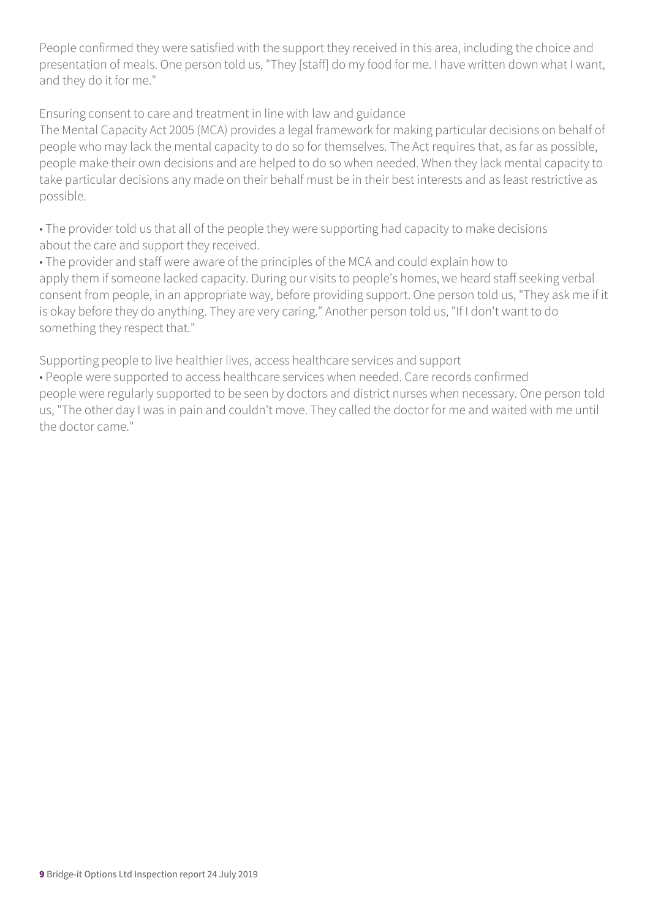People confirmed they were satisfied with the support they received in this area, including the choice and presentation of meals. One person told us, "They [staff] do my food for me. I have written down what I want, and they do it for me."

Ensuring consent to care and treatment in line with law and guidance

The Mental Capacity Act 2005 (MCA) provides a legal framework for making particular decisions on behalf of people who may lack the mental capacity to do so for themselves. The Act requires that, as far as possible, people make their own decisions and are helped to do so when needed. When they lack mental capacity to take particular decisions any made on their behalf must be in their best interests and as least restrictive as possible.

- The provider told us that all of the people they were supporting had capacity to make decisions about the care and support they received.
- The provider and staff were aware of the principles of the MCA and could explain how to apply them if someone lacked capacity. During our visits to people's homes, we heard staff seeking verbal consent from people, in an appropriate way, before providing support. One person told us, "They ask me if it is okay before they do anything. They are very caring." Another person told us, "If I don't want to do something they respect that."

Supporting people to live healthier lives, access healthcare services and support

- People were supported to access healthcare services when needed. Care records confirmed people were regularly supported to be seen by doctors and district nurses when necessary. One person told us, "The other day I was in pain and couldn't move. They called the doctor for me and waited with me until the doctor came."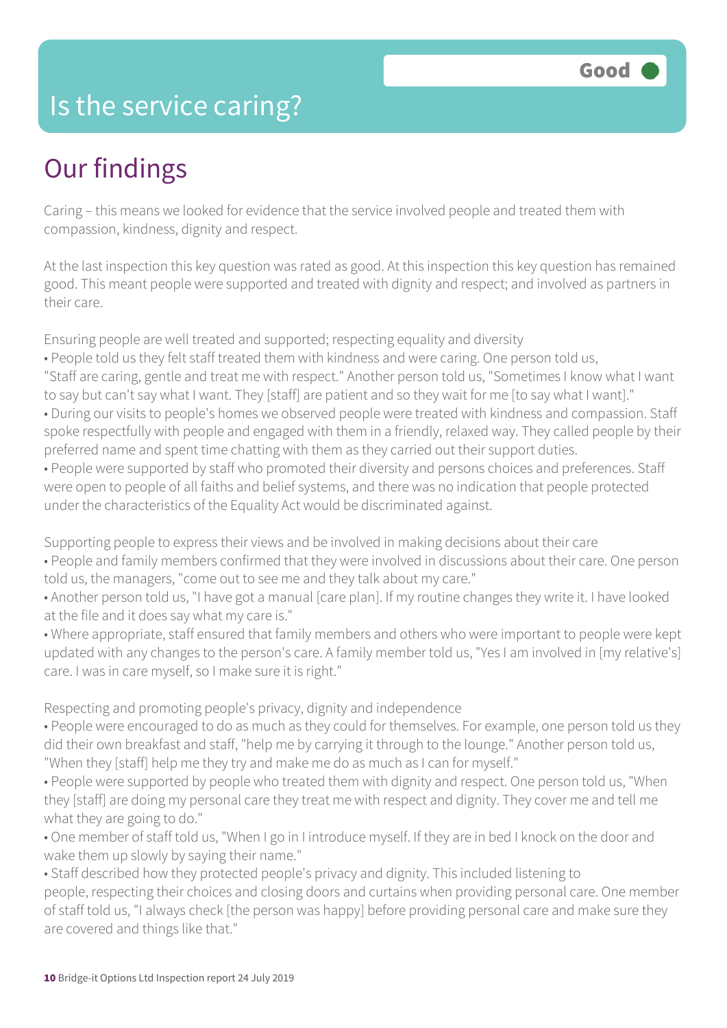# Is the service caring?

**Good**

## Our findings

Caring – this means we looked for evidence that the service involved people and treated them with compassion, kindness, dignity and respect.

At the last inspection this key question was rated as good. At this inspection this key question has remained good. This meant people were supported and treated with dignity and respect; and involved as partners in their care.

Ensuring people are well treated and supported; respecting equality and diversity

- People told us they felt staff treated them with kindness and were caring. One person told us, "Staff are caring, gentle and treat me with respect." Another person told us, "Sometimes I know what I want to say but can't say what I want. They [staff] are patient and so they wait for me [to say what I want]."
- During our visits to people's homes we observed people were treated with kindness and compassion. Staff spoke respectfully with people and engaged with them in a friendly, relaxed way. They called people by their preferred name and spent time chatting with them as they carried out their support duties.
- People were supported by staff who promoted their diversity and persons choices and preferences. Staff were open to people of all faiths and belief systems, and there was no indication that people protected under the characteristics of the Equality Act would be discriminated against.

Supporting people to express their views and be involved in making decisions about their care

- People and family members confirmed that they were involved in discussions about their care. One person told us, the managers, "come out to see me and they talk about my care."
- Another person told us, "I have got a manual [care plan]. If my routine changes they write it. I have looked at the file and it does say what my care is."
- Where appropriate, staff ensured that family members and others who were important to people were kept updated with any changes to the person's care. A family member told us, "Yes I am involved in [my relative's] care. I was in care myself, so I make sure it is right."

Respecting and promoting people's privacy, dignity and independence

- People were encouraged to do as much as they could for themselves. For example, one person told us they did their own breakfast and staff, "help me by carrying it through to the lounge." Another person told us, "When they [staff] help me they try and make me do as much as I can for myself."
- People were supported by people who treated them with dignity and respect. One person told us, "When they [staff] are doing my personal care they treat me with respect and dignity. They cover me and tell me what they are going to do."
- One member of staff told us, "When I go in I introduce myself. If they are in bed I knock on the door and wake them up slowly by saying their name."
- Staff described how they protected people's privacy and dignity. This included listening to people, respecting their choices and closing doors and curtains when providing personal care. One member of staff told us, "I always check [the person was happy] before providing personal care and make sure they are covered and things like that."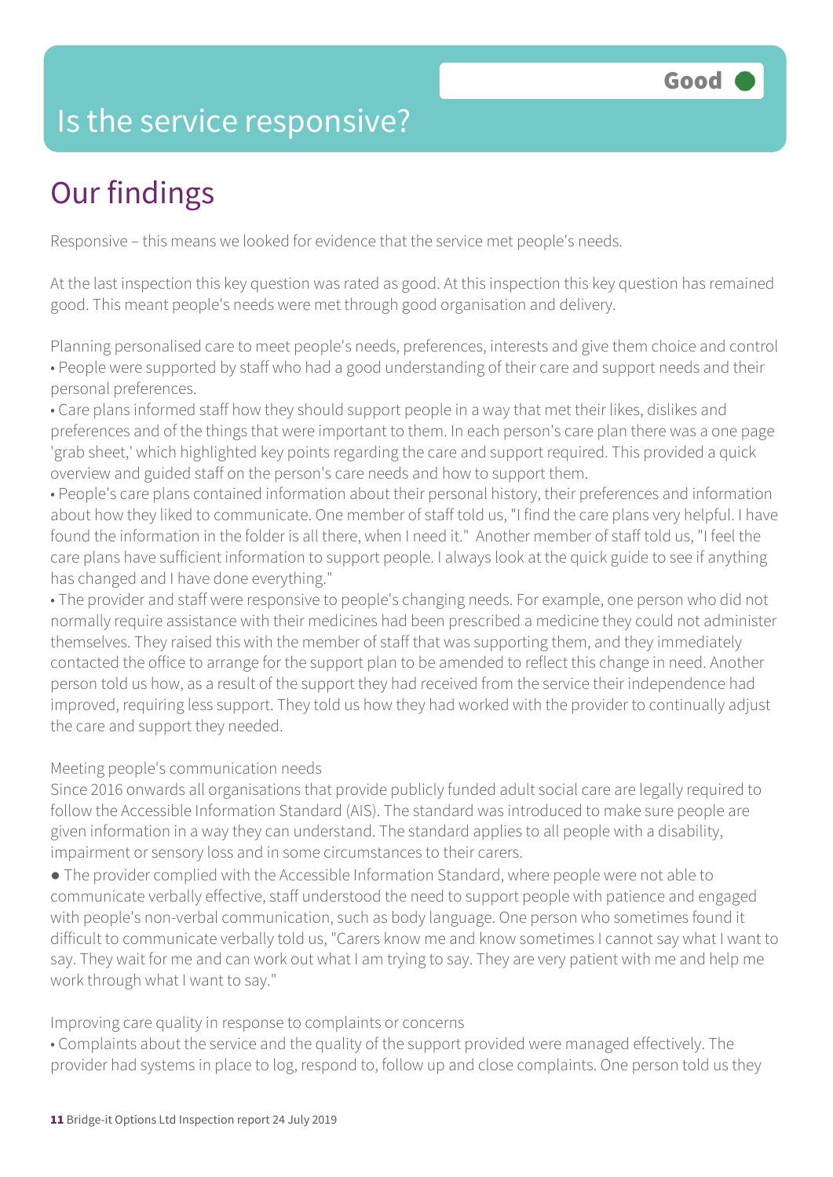Good

# Is the service responsive?

## Our findings

Responsive – this means we looked for evidence that the service met people's needs.

At the last inspection this key question was rated as good. At this inspection this key question has remained good. This meant people's needs were met through good organisation and delivery.

Planning personalised care to meet people's needs, preferences, interests and give them choice and control

- People were supported by staff who had a good understanding of their care and support needs and their personal preferences.
- Care plans informed staff how they should support people in a way that met their likes, dislikes and preferences and of the things that were important to them. In each person's care plan there was a one page 'grab sheet,' which highlighted key points regarding the care and support required. This provided a quick overview and guided staff on the person's care needs and how to support them.
- People's care plans contained information about their personal history, their preferences and information about how they liked to communicate. One member of staff told us, "I find the care plans very helpful. I have found the information in the folder is all there, when I need it." Another member of staff told us, "I feel the care plans have sufficient information to support people. I always look at the quick guide to see if anything has changed and I have done everything."
- The provider and staff were responsive to people's changing needs. For example, one person who did not normally require assistance with their medicines had been prescribed a medicine they could not administer themselves. They raised this with the member of staff that was supporting them, and they immediately contacted the office to arrange for the support plan to be amended to reflect this change in need. Another person told us how, as a result of the support they had received from the service their independence had improved, requiring less support. They told us how they had worked with the provider to continually adjust the care and support they needed.

Meeting people's communication needs

Since 2016 onwards all organisations that provide publicly funded adult social care are legally required to follow the Accessible Information Standard (AIS). The standard was introduced to make sure people are given information in a way they can understand. The standard applies to all people with a disability, impairment or sensory loss and in some circumstances to their carers.

- The provider complied with the Accessible Information Standard, where people were not able to communicate verbally effective, staff understood the need to support people with patience and engaged with people's non-verbal communication, such as body language. One person who sometimes found it difficult to communicate verbally told us, "Carers know me and know sometimes I cannot say what I want to say. They wait for me and can work out what I am trying to say. They are very patient with me and help me work through what I want to say."

Improving care quality in response to complaints or concerns

- Complaints about the service and the quality of the support provided were managed effectively. The provider had systems in place to log, respond to, follow up and close complaints. One person told us they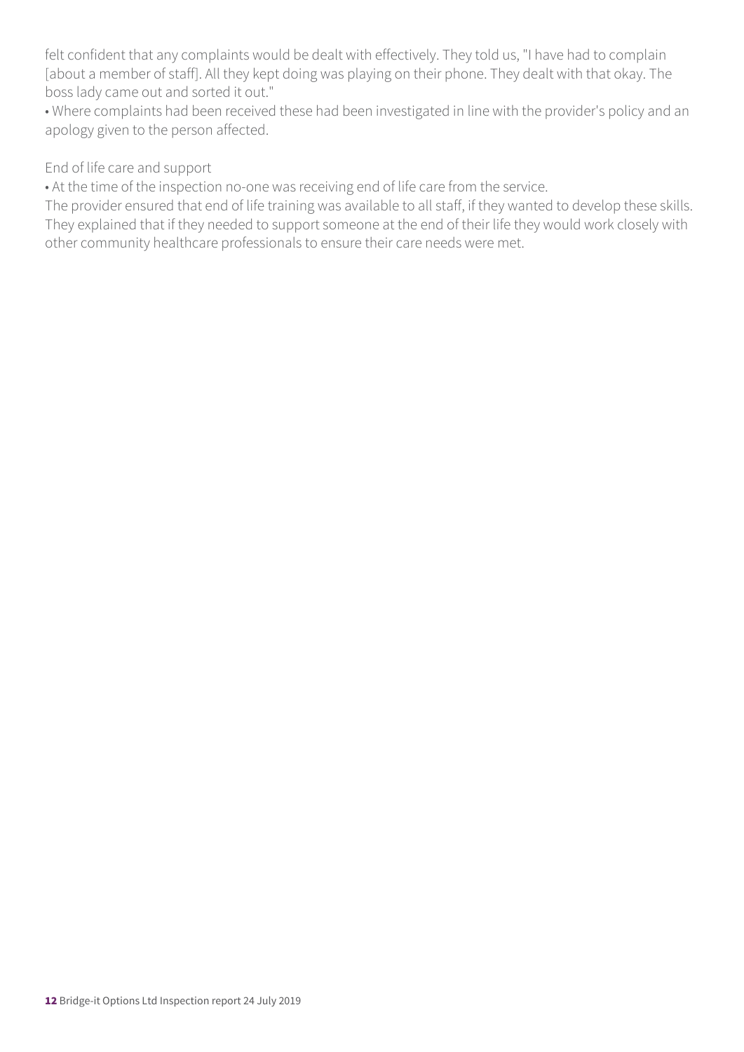felt confident that any complaints would be dealt with effectively. They told us, "I have had to complain [about a member of staff]. All they kept doing was playing on their phone. They dealt with that okay. The boss lady came out and sorted it out."

• Where complaints had been received these had been investigated in line with the provider's policy and an apology given to the person affected.

End of life care and support

• At the time of the inspection no-one was receiving end of life care from the service.

The provider ensured that end of life training was available to all staff, if they wanted to develop these skills. They explained that if they needed to support someone at the end of their life they would work closely with other community healthcare professionals to ensure their care needs were met.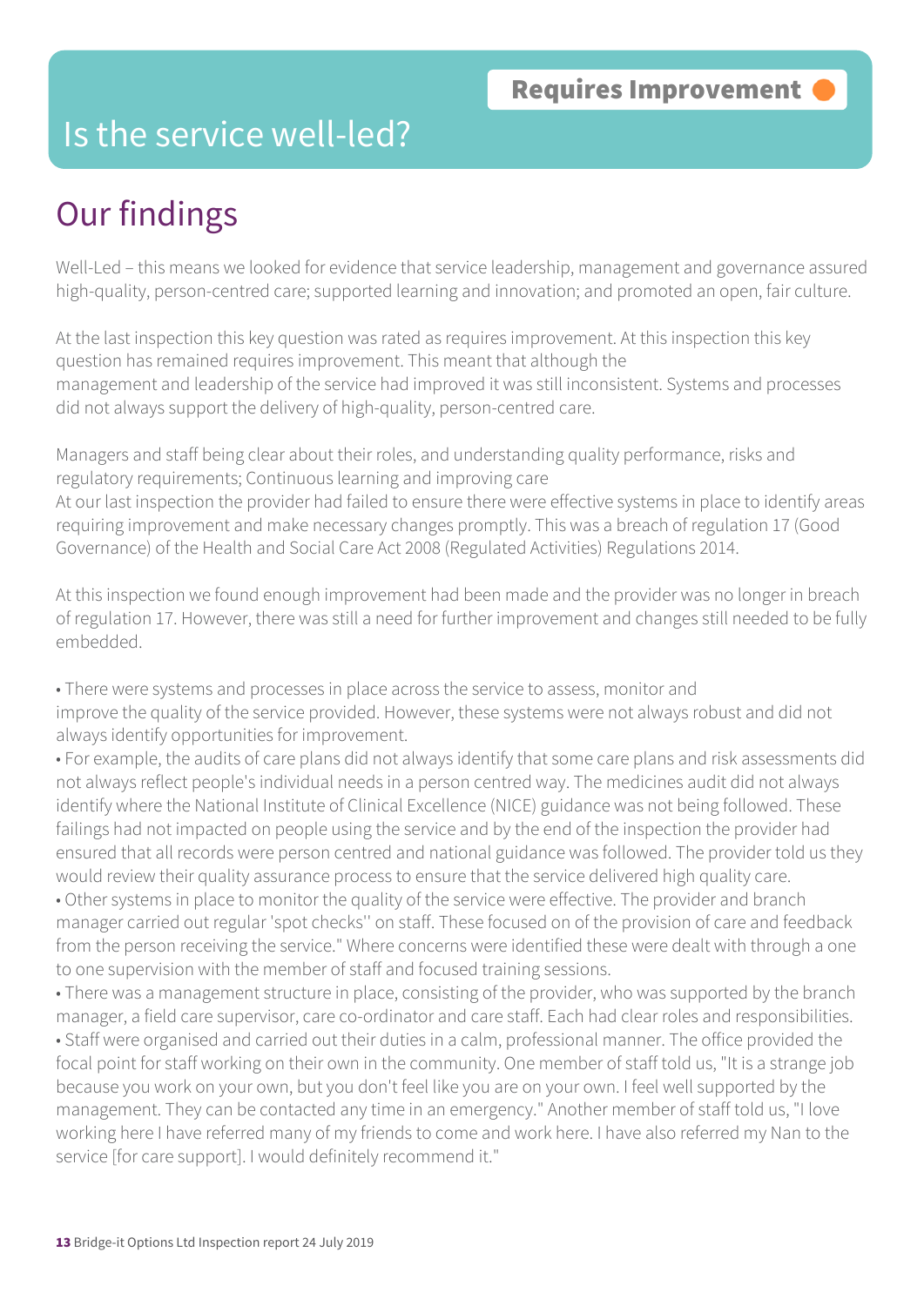**Requires Improvement**

# Is the service well-led?

## Our findings

Well-Led – this means we looked for evidence that service leadership, management and governance assured high-quality, person-centred care; supported learning and innovation; and promoted an open, fair culture.

At the last inspection this key question was rated as requires improvement. At this inspection this key question has remained requires improvement. This meant that although the management and leadership of the service had improved it was still inconsistent. Systems and processes did not always support the delivery of high-quality, person-centred care.

Managers and staff being clear about their roles, and understanding quality performance, risks and regulatory requirements; Continuous learning and improving care
At our last inspection the provider had failed to ensure there were effective systems in place to identify areas requiring improvement and make necessary changes promptly. This was a breach of regulation 17 (Good Governance) of the Health and Social Care Act 2008 (Regulated Activities) Regulations 2014.

At this inspection we found enough improvement had been made and the provider was no longer in breach of regulation 17. However, there was still a need for further improvement and changes still needed to be fully embedded.

- There were systems and processes in place across the service to assess, monitor and improve the quality of the service provided. However, these systems were not always robust and did not always identify opportunities for improvement.
- For example, the audits of care plans did not always identify that some care plans and risk assessments did not always reflect people's individual needs in a person centred way. The medicines audit did not always identify where the National Institute of Clinical Excellence (NICE) guidance was not being followed. These failings had not impacted on people using the service and by the end of the inspection the provider had ensured that all records were person centred and national guidance was followed. The provider told us they would review their quality assurance process to ensure that the service delivered high quality care.
- Other systems in place to monitor the quality of the service were effective. The provider and branch manager carried out regular 'spot checks'' on staff. These focused on of the provision of care and feedback from the person receiving the service." Where concerns were identified these were dealt with through a one to one supervision with the member of staff and focused training sessions.
- There was a management structure in place, consisting of the provider, who was supported by the branch manager, a field care supervisor, care co-ordinator and care staff. Each had clear roles and responsibilities.
- Staff were organised and carried out their duties in a calm, professional manner. The office provided the focal point for staff working on their own in the community. One member of staff told us, "It is a strange job because you work on your own, but you don't feel like you are on your own. I feel well supported by the management. They can be contacted any time in an emergency." Another member of staff told us, "I love working here I have referred many of my friends to come and work here. I have also referred my Nan to the service [for care support]. I would definitely recommend it."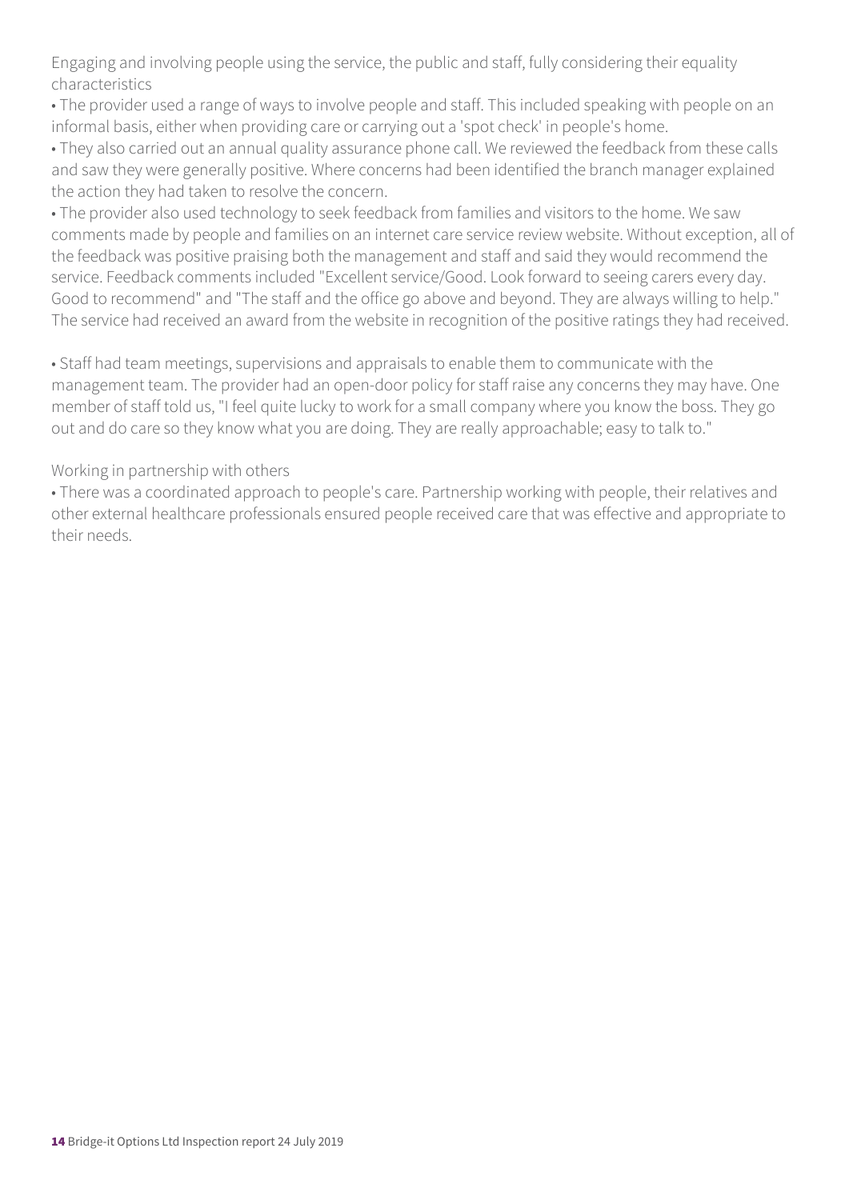Engaging and involving people using the service, the public and staff, fully considering their equality characteristics

- The provider used a range of ways to involve people and staff. This included speaking with people on an informal basis, either when providing care or carrying out a 'spot check' in people's home.
- They also carried out an annual quality assurance phone call. We reviewed the feedback from these calls and saw they were generally positive. Where concerns had been identified the branch manager explained the action they had taken to resolve the concern.
- The provider also used technology to seek feedback from families and visitors to the home. We saw comments made by people and families on an internet care service review website. Without exception, all of the feedback was positive praising both the management and staff and said they would recommend the service. Feedback comments included "Excellent service/Good. Look forward to seeing carers every day. Good to recommend" and "The staff and the office go above and beyond. They are always willing to help." The service had received an award from the website in recognition of the positive ratings they had received.

- Staff had team meetings, supervisions and appraisals to enable them to communicate with the management team. The provider had an open-door policy for staff raise any concerns they may have. One member of staff told us, "I feel quite lucky to work for a small company where you know the boss. They go out and do care so they know what you are doing. They are really approachable; easy to talk to."

Working in partnership with others

- There was a coordinated approach to people's care. Partnership working with people, their relatives and other external healthcare professionals ensured people received care that was effective and appropriate to their needs.